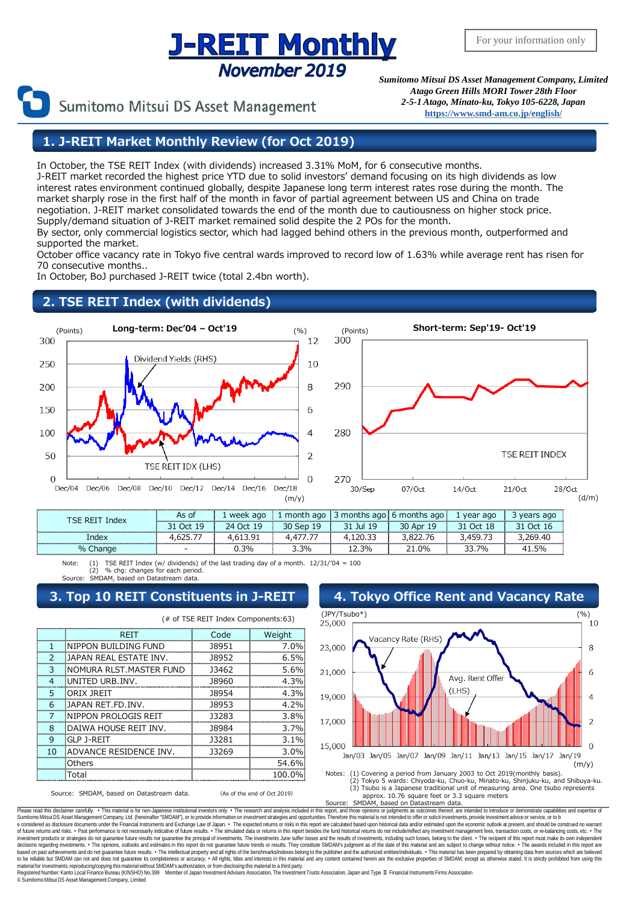# J-REIT Monthly

## November 2019

For your information only

Sumitomo Mitsui DS Asset Management

*Sumitomo Mitsui DS Asset Management Company, Limited*
*Atago Green Hills MORI Tower 28th Floor*
*2-5-1 Atago, Minato-ku, Tokyo 105-6228, Japan*
https://www.smd-am.co.jp/english/

## 1. J-REIT Market Monthly Review (for Oct 2019)

In October, the TSE REIT Index (with dividends) increased 3.31% MoM, for 6 consecutive months.
J-REIT market recorded the highest price YTD due to solid investors' demand focusing on its high dividends as low interest rates environment continued globally, despite Japanese long term interest rates rose during the month. The market sharply rose in the first half of the month in favor of partial agreement between US and China on trade negotiation. J-REIT market consolidated towards the end of the month due to cautiousness on higher stock price. Supply/demand situation of J-REIT market remained solid despite the 2 POs for the month.
By sector, only commercial logistics sector, which had lagged behind others in the previous month, outperformed and supported the market.
October office vacancy rate in Tokyo five central wards improved to record low of 1.63% while average rent has risen for 70 consecutive months..
In October, BoJ purchased J-REIT twice (total 2.4bn worth).

## 2. TSE REIT Index (with dividends)

**Long-term: Dec'04 – Oct'19**

**Short-term: Sep'19- Oct'19**

| TSE REIT Index | As of | 1 week ago | 1 month ago | 3 months ago | 6 months ago | 1 year ago | 3 years ago |
|---|---|---|---|---|---|---|---|
| | 31 Oct 19 | 24 Oct 19 | 30 Sep 19 | 31 Jul 19 | 30 Apr 19 | 31 Oct 18 | 31 Oct 16 |
| Index | 4,625.77 | 4,613.91 | 4,477.77 | 4,120.33 | 3,822.76 | 3,459.73 | 3,269.40 |
| % Change | - | 0.3% | 3.3% | 12.3% | 21.0% | 33.7% | 41.5% |

Note: (1) TSE REIT Index (w/ dividends) of the last trading day of a month. 12/31/'04 = 100
(2) % chg: changes for each period.
Source: SMDAM, based on Datastream data.

## 3. Top 10 REIT Constituents in J-REIT

(# of TSE REIT Index Components:63)

| | REIT | Code | Weight |
|---|---|---|---|
| 1 | NIPPON BUILDING FUND | J8951 | 7.0% |
| 2 | JAPAN REAL ESTATE INV. | J8952 | 6.5% |
| 3 | NOMURA RLST.MASTER FUND | J3462 | 5.6% |
| 4 | UNITED URB.INV. | J8960 | 4.3% |
| 5 | ORIX JREIT | J8954 | 4.3% |
| 6 | JAPAN RET.FD.INV. | J8953 | 4.2% |
| 7 | NIPPON PROLOGIS REIT | J3283 | 3.8% |
| 8 | DAIWA HOUSE REIT INV. | J8984 | 3.7% |
| 9 | GLP J-REIT | J3281 | 3.1% |
| 10 | ADVANCE RESIDENCE INV. | J3269 | 3.0% |
| | Others | | 54.6% |
| | Total | | 100.0% |

Source: SMDAM, based on Datastream data. (As of the end of Oct 2019)

## 4. Tokyo Office Rent and Vacancy Rate

Notes: (1) Covering a period from January 2003 to Oct 2019(monthly basis).
(2) Tokyo 5 wards: Chiyoda-ku, Chuo-ku, Minato-ku, Shinjuku-ku, and Shibuya-ku.
(3) Tsubo is a Japanese traditional unit of measuring area. One tsubo represents approx. 10.76 square feet or 3.3 square meters
Source: SMDAM, based on Datastream data.

Please read this disclaimer carefully. • This material is for non-Japanese institutional investors only. • The research and analysis included in this report, and those opinions or judgments as outcomes thereof, are intended to introduce or demonstrate capabilities and expertise of Sumitomo Mitsui DS Asset Management Company, Ltd. (hereinafter "SMDAM"), or to provide information on investment strategies and opportunities. Therefore this material is not intended to offer or solicit investments, provide investment advice or service, or to b e considered as disclosure documents under the Financial Instruments and Exchange Law of Japan. • The expected returns or risks in this report are calculated based upon historical data and/or estimated upon the economic outlook at present, and should be construed no warrant of future returns and risks. • Past performance is not necessarily indicative of future results. • The simulated data or returns in this report besides the fund historical returns do not include/reflect any investment management fees, transaction costs, or re-balancing costs, etc. • The investment products or strategies do not guarantee future results nor guarantee the principal of investments. The investments June suffer losses and the results of investments, including such losses, belong to the client. • The recipient of this report must make its own independent decisions regarding investments. • The opinions, outlooks and estimates in this report do not guarantee future trends or results. They constitute SMDAM's judgment as of the date of this material and are subject to change without notice. • The awards included in this report are based on past achievements and do not guarantee future results. • The intellectual property and all rights of the benchmarks/indexes belong to the publisher and the authorized entities/individuals. • This material has been prepared by obtaining data from sources which are believed to be reliable but SMDAM can not and does not guarantee its completeness or accuracy. • All rights, titles and interests in this material and any content contained herein are the exclusive properties of SMDAM, except as otherwise stated. It is strictly prohibited from using this material for investments, reproducing/copying this material without SMDAM's authorization, or from disclosing this material to a third party.
Registered Number: Kanto Local Finance Bureau (KINSHO) No.399 Member of Japan Investment Advisers Association, The Investment Trusts Association, Japan and Type II Financial Instruments Firms Association
© Sumitomo Mitsui DS Asset Management Company, Limited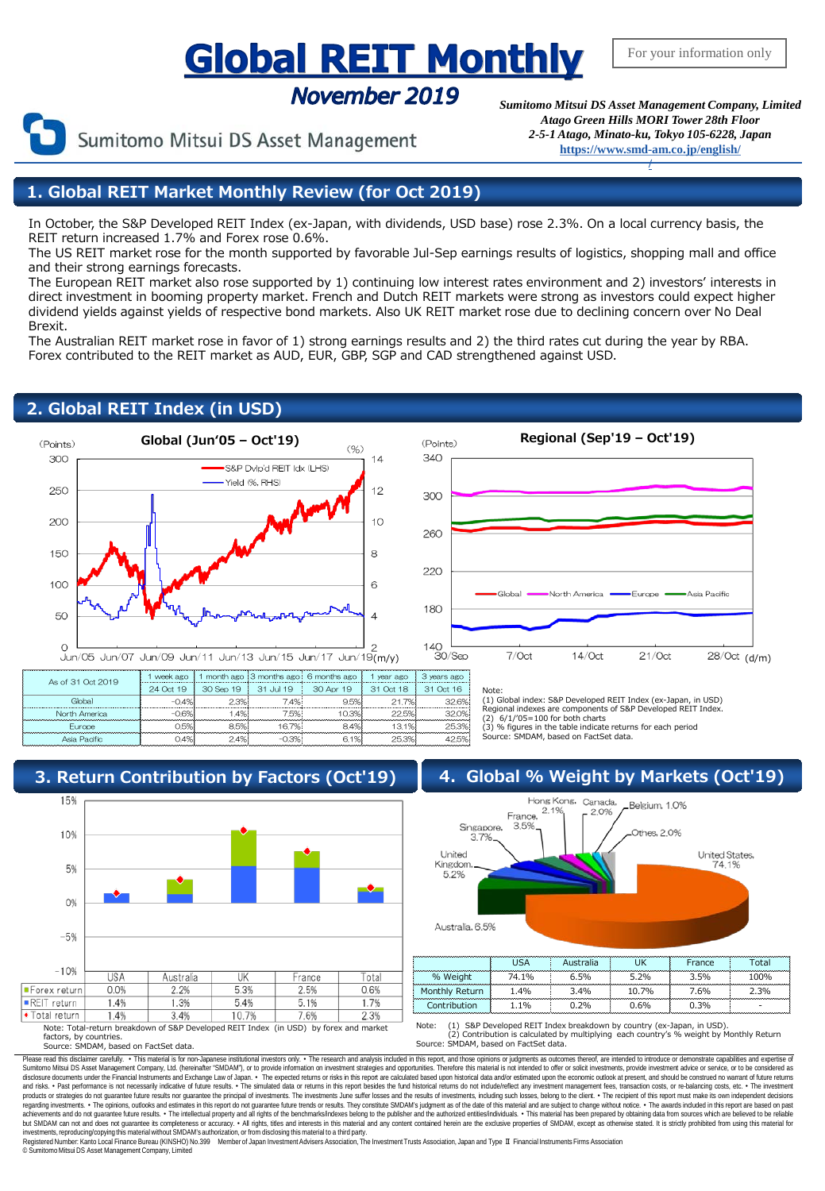# Global REIT Monthly

## November 2019

For your information only

Sumitomo Mitsui DS Asset Management

*Sumitomo Mitsui DS Asset Management Company, Limited*
*Atago Green Hills MORI Tower 28th Floor*
*2-5-1 Atago, Minato-ku, Tokyo 105-6228, Japan*
https://www.smd-am.co.jp/english/

## 1. Global REIT Market Monthly Review (for Oct 2019)

In October, the S&P Developed REIT Index (ex-Japan, with dividends, USD base) rose 2.3%. On a local currency basis, the REIT return increased 1.7% and Forex rose 0.6%.
The US REIT market rose for the month supported by favorable Jul-Sep earnings results of logistics, shopping mall and office and their strong earnings forecasts.
The European REIT market also rose supported by 1) continuing low interest rates environment and 2) investors' interests in direct investment in booming property market. French and Dutch REIT markets were strong as investors could expect higher dividend yields against yields of respective bond markets. Also UK REIT market rose due to declining concern over No Deal Brexit.
The Australian REIT market rose in favor of 1) strong earnings results and 2) the third rates cut during the year by RBA.
Forex contributed to the REIT market as AUD, EUR, GBP, SGP and CAD strengthened against USD.

## 2. Global REIT Index (in USD)

**Global (Jun'05 – Oct'19)**

(Points) 300 250 200 150 100 50 0
(%) 14 12 10 8 6 4 2
S&P Dvlp'd REIT Idx (LHS)
Yield (%, RHS)
Jun/05 Jun/07 Jun/09 Jun/11 Jun/13 Jun/15 Jun/17 Jun/19 (m/y)

**Regional (Sep'19 – Oct'19)**

(Points) 340 300 260 220 180 140
Global North America Europe Asia Pacific
30/Sep 7/Oct 14/Oct 21/Oct 28/Oct (d/m)

| As of 31 Oct 2019 | 1 week ago | 1 month ago | 3 months ago | 6 months ago | 1 year ago | 3 years ago |
|---|---|---|---|---|---|---|
| | 24 Oct 19 | 30 Sep 19 | 31 Jul 19 | 30 Apr 19 | 31 Oct 18 | 31 Oct 16 |
| Global | -0.4% | 2.3% | 7.4% | 9.5% | 21.7% | 32.6% |
| North America | -0.6% | 1.4% | 7.5% | 10.3% | 22.5% | 32.0% |
| Europe | 0.5% | 8.5% | 16.7% | 8.4% | 13.1% | 25.3% |
| Asia Pacific | 0.4% | 2.4% | -0.3% | 6.1% | 25.3% | 42.5% |

Note:
(1) Global index: S&P Developed REIT Index (ex-Japan, in USD)
Regional indexes are components of S&P Developed REIT Index.
(2) 6/1/'05=100 for both charts
(3) % figures in the table indicate returns for each period
Source: SMDAM, based on FactSet data.

## 3. Return Contribution by Factors (Oct'19)

15% 10% 5% 0% -5% -10%

| | USA | Australia | UK | France | Total |
|---|---|---|---|---|---|
| Forex return | 0.0% | 2.2% | 5.3% | 2.5% | 0.6% |
| REIT return | 1.4% | 1.3% | 5.4% | 5.1% | 1.7% |
| Total return | 1.4% | 3.4% | 10.7% | 7.6% | 2.3% |

Note: Total-return breakdown of S&P Developed REIT Index (in USD) by forex and market factors, by countries.
Source: SMDAM, based on FactSet data.

## 4. Global % Weight by Markets (Oct'19)

Hong Kong, 2.1% Canada, 2.0% Belgium, 1.0% France, 3.5% Singapore, 3.7% Others, 2.0% United Kingdom, 5.2% United States, 74.1% Australia, 6.5%

| | USA | Australia | UK | France | Total |
|---|---|---|---|---|---|
| % Weight | 74.1% | 6.5% | 5.2% | 3.5% | 100% |
| Monthly Return | 1.4% | 3.4% | 10.7% | 7.6% | 2.3% |
| Contribution | 1.1% | 0.2% | 0.6% | 0.3% | - |

Note: (1) S&P Developed REIT Index breakdown by country (ex-Japan, in USD).
(2) Contribution is calculated by multiplying each country's % weight by Monthly Return
Source: SMDAM, based on FactSet data.

Please read this disclaimer carefully. • This material is for non-Japanese institutional investors only. • The research and analysis included in this report, and those opinions or judgments as outcomes thereof, are intended to introduce or demonstrate capabilities and expertise of Sumitomo Mitsui DS Asset Management Company, Ltd. (hereinafter "SMDAM"), or to provide information on investment strategies and opportunities. Therefore this material is not intended to offer or solicit investments, provide investment advice or service, or to be considered as disclosure documents under the Financial Instruments and Exchange Law of Japan. • The expected returns or risks in this report are calculated based upon historical data and/or estimated upon the economic outlook at present, and should be construed no warrant of future returns and risks. • Past performance is not necessarily indicative of future results. • The simulated data or returns in this report besides the fund historical returns do not include/reflect any investment management fees, transaction costs, or re-balancing costs, etc. • The investment products or strategies do not guarantee future results nor guarantee the principal of investments. The investments June suffer losses and the results of investments, including such losses, belong to the client. • The recipient of this report must make its own independent decisions regarding investments. • The opinions, outlooks and estimates in this report do not guarantee future trends or results. They constitute SMDAM's judgment as of the date of this material and are subject to change without notice. • The awards included in this report are based on past achievements and do not guarantee future results. • The intellectual property and all rights of the benchmarks/indexes belong to the publisher and the authorized entities/individuals. • This material has been prepared by obtaining data from sources which are believed to be reliable but SMDAM can not and does not guarantee its completeness or accuracy. • All rights, titles and interests in this material and any content contained herein are the exclusive properties of SMDAM, except as otherwise stated. It is strictly prohibited from using this material for investments, reproducing/copying this material without SMDAM's authorization, or from disclosing this material to a third party.
Registered Number: Kanto Local Finance Bureau (KINSHO) No.399 Member of Japan Investment Advisers Association, The Investment Trusts Association, Japan and Type Ⅱ Financial Instruments Firms Association
© Sumitomo Mitsui DS Asset Management Company, Limited